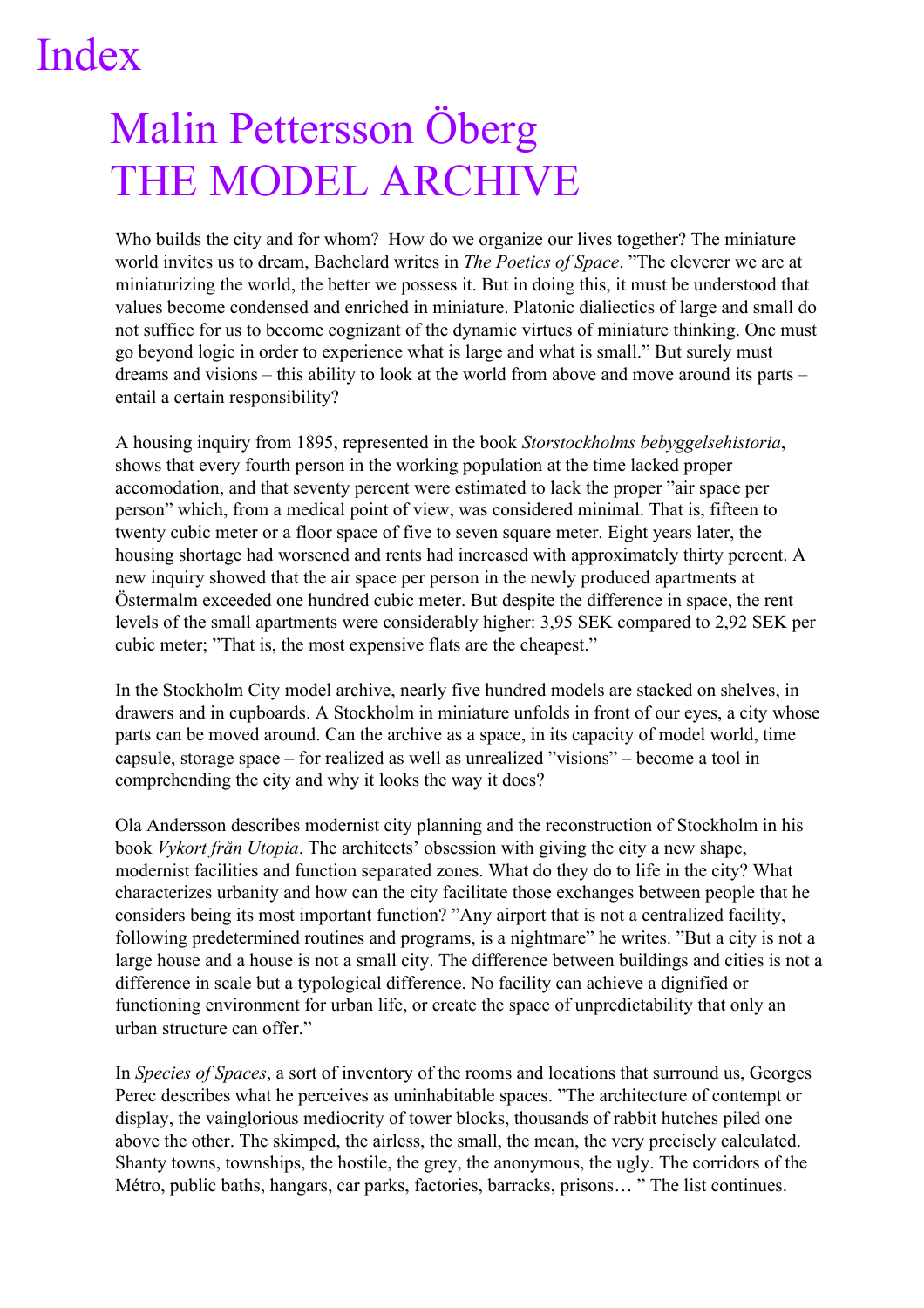# Index

## Malin Pettersson Öberg
## THE MODEL ARCHIVE

Who builds the city and for whom? How do we organize our lives together? The miniature world invites us to dream, Bachelard writes in *The Poetics of Space*. ”The cleverer we are at miniaturizing the world, the better we possess it. But in doing this, it must be understood that values become condensed and enriched in miniature. Platonic dialiectics of large and small do not suffice for us to become cognizant of the dynamic virtues of miniature thinking. One must go beyond logic in order to experience what is large and what is small.” But surely must dreams and visions – this ability to look at the world from above and move around its parts – entail a certain responsibility?

A housing inquiry from 1895, represented in the book *Storstockholms bebyggelsehistoria*, shows that every fourth person in the working population at the time lacked proper accomodation, and that seventy percent were estimated to lack the proper ”air space per person” which, from a medical point of view, was considered minimal. That is, fifteen to twenty cubic meter or a floor space of five to seven square meter. Eight years later, the housing shortage had worsened and rents had increased with approximately thirty percent. A new inquiry showed that the air space per person in the newly produced apartments at Östermalm exceeded one hundred cubic meter. But despite the difference in space, the rent levels of the small apartments were considerably higher: 3,95 SEK compared to 2,92 SEK per cubic meter; ”That is, the most expensive flats are the cheapest.”

In the Stockholm City model archive, nearly five hundred models are stacked on shelves, in drawers and in cupboards. A Stockholm in miniature unfolds in front of our eyes, a city whose parts can be moved around. Can the archive as a space, in its capacity of model world, time capsule, storage space – for realized as well as unrealized ”visions” – become a tool in comprehending the city and why it looks the way it does?

Ola Andersson describes modernist city planning and the reconstruction of Stockholm in his book *Vykort från Utopia*. The architects’ obsession with giving the city a new shape, modernist facilities and function separated zones. What do they do to life in the city? What characterizes urbanity and how can the city facilitate those exchanges between people that he considers being its most important function? ”Any airport that is not a centralized facility, following predetermined routines and programs, is a nightmare” he writes. ”But a city is not a large house and a house is not a small city. The difference between buildings and cities is not a difference in scale but a typological difference. No facility can achieve a dignified or functioning environment for urban life, or create the space of unpredictability that only an urban structure can offer.”

In *Species of Spaces*, a sort of inventory of the rooms and locations that surround us, Georges Perec describes what he perceives as uninhabitable spaces. ”The architecture of contempt or display, the vainglorious mediocrity of tower blocks, thousands of rabbit hutches piled one above the other. The skimped, the airless, the small, the mean, the very precisely calculated. Shanty towns, townships, the hostile, the grey, the anonymous, the ugly. The corridors of the Métro, public baths, hangars, car parks, factories, barracks, prisons… ” The list continues.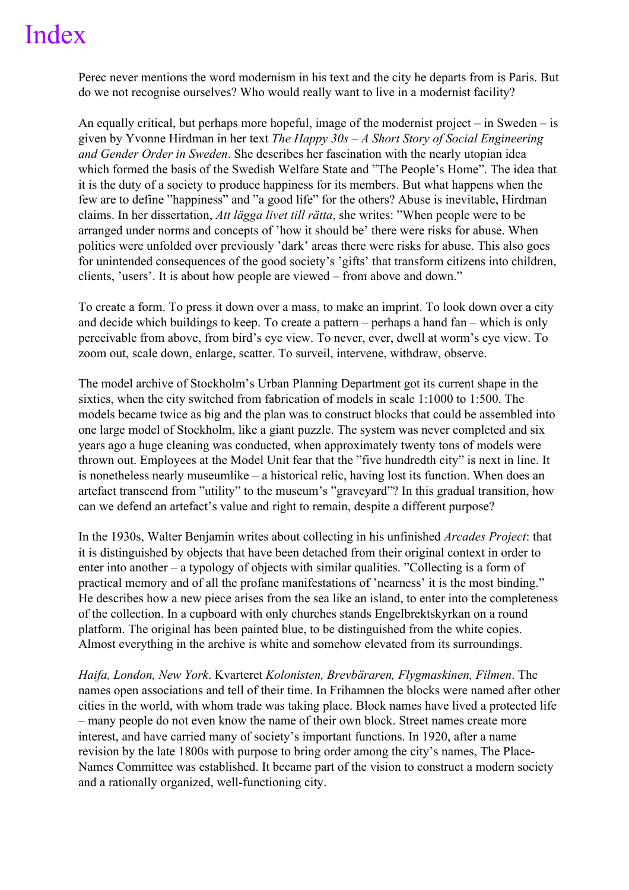# Index

Perec never mentions the word modernism in his text and the city he departs from is Paris. But do we not recognise ourselves? Who would really want to live in a modernist facility?

An equally critical, but perhaps more hopeful, image of the modernist project – in Sweden – is given by Yvonne Hirdman in her text *The Happy 30s – A Short Story of Social Engineering and Gender Order in Sweden*. She describes her fascination with the nearly utopian idea which formed the basis of the Swedish Welfare State and ”The People's Home”. The idea that it is the duty of a society to produce happiness for its members. But what happens when the few are to define ”happiness” and ”a good life” for the others? Abuse is inevitable, Hirdman claims. In her dissertation, *Att lägga livet till rätta*, she writes: ”When people were to be arranged under norms and concepts of 'how it should be' there were risks for abuse. When politics were unfolded over previously 'dark' areas there were risks for abuse. This also goes for unintended consequences of the good society's 'gifts' that transform citizens into children, clients, 'users'. It is about how people are viewed – from above and down.”

To create a form. To press it down over a mass, to make an imprint. To look down over a city and decide which buildings to keep. To create a pattern – perhaps a hand fan – which is only perceivable from above, from bird's eye view. To never, ever, dwell at worm's eye view. To zoom out, scale down, enlarge, scatter. To surveil, intervene, withdraw, observe.

The model archive of Stockholm's Urban Planning Department got its current shape in the sixties, when the city switched from fabrication of models in scale 1:1000 to 1:500. The models became twice as big and the plan was to construct blocks that could be assembled into one large model of Stockholm, like a giant puzzle. The system was never completed and six years ago a huge cleaning was conducted, when approximately twenty tons of models were thrown out. Employees at the Model Unit fear that the ”five hundredth city” is next in line. It is nonetheless nearly museumlike – a historical relic, having lost its function. When does an artefact transcend from ”utility” to the museum's ”graveyard”? In this gradual transition, how can we defend an artefact's value and right to remain, despite a different purpose?

In the 1930s, Walter Benjamin writes about collecting in his unfinished *Arcades Project*: that it is distinguished by objects that have been detached from their original context in order to enter into another – a typology of objects with similar qualities. ”Collecting is a form of practical memory and of all the profane manifestations of 'nearness' it is the most binding.” He describes how a new piece arises from the sea like an island, to enter into the completeness of the collection. In a cupboard with only churches stands Engelbrektskyrkan on a round platform. The original has been painted blue, to be distinguished from the white copies. Almost everything in the archive is white and somehow elevated from its surroundings.

*Haifa, London, New York*. Kvarteret *Kolonisten, Brevbäraren, Flygmaskinen, Filmen*. The names open associations and tell of their time. In Frihamnen the blocks were named after other cities in the world, with whom trade was taking place. Block names have lived a protected life – many people do not even know the name of their own block. Street names create more interest, and have carried many of society's important functions. In 1920, after a name revision by the late 1800s with purpose to bring order among the city's names, The Place-Names Committee was established. It became part of the vision to construct a modern society and a rationally organized, well-functioning city.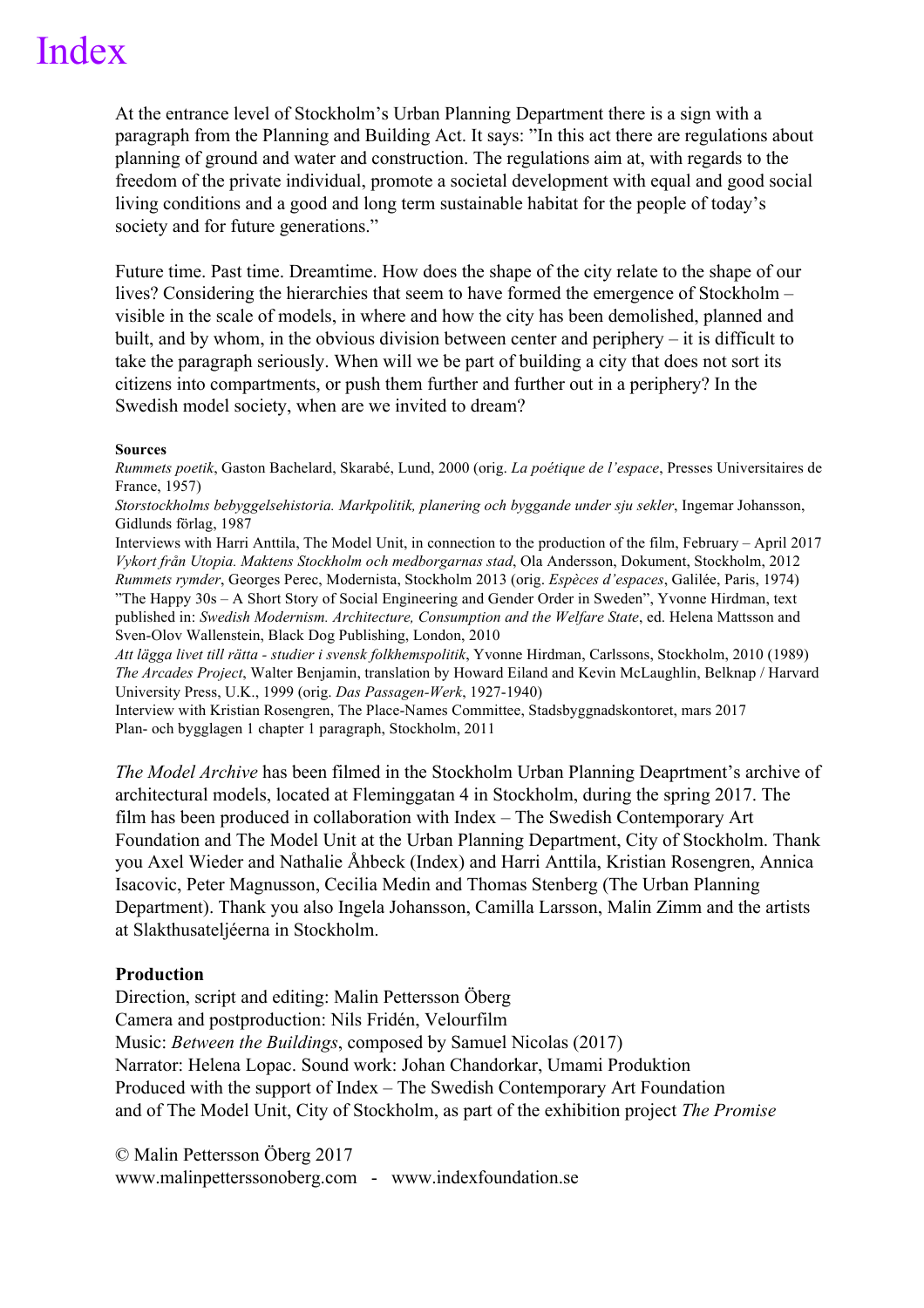# Index

At the entrance level of Stockholm's Urban Planning Department there is a sign with a paragraph from the Planning and Building Act. It says: "In this act there are regulations about planning of ground and water and construction. The regulations aim at, with regards to the freedom of the private individual, promote a societal development with equal and good social living conditions and a good and long term sustainable habitat for the people of today's society and for future generations."

Future time. Past time. Dreamtime. How does the shape of the city relate to the shape of our lives? Considering the hierarchies that seem to have formed the emergence of Stockholm – visible in the scale of models, in where and how the city has been demolished, planned and built, and by whom, in the obvious division between center and periphery – it is difficult to take the paragraph seriously. When will we be part of building a city that does not sort its citizens into compartments, or push them further and further out in a periphery? In the Swedish model society, when are we invited to dream?

**Sources**

*Rummets poetik*, Gaston Bachelard, Skarabé, Lund, 2000 (orig. *La poétique de l'espace*, Presses Universitaires de France, 1957)
*Storstockholms bebyggelsehistoria. Markpolitik, planering och byggande under sju sekler*, Ingemar Johansson, Gidlunds förlag, 1987
Interviews with Harri Anttila, The Model Unit, in connection to the production of the film, February – April 2017
*Vykort från Utopia. Maktens Stockholm och medborgarnas stad*, Ola Andersson, Dokument, Stockholm, 2012
*Rummets rymder*, Georges Perec, Modernista, Stockholm 2013 (orig. *Espèces d'espaces*, Galilée, Paris, 1974)
"The Happy 30s – A Short Story of Social Engineering and Gender Order in Sweden", Yvonne Hirdman, text published in: *Swedish Modernism. Architecture, Consumption and the Welfare State*, ed. Helena Mattsson and Sven-Olov Wallenstein, Black Dog Publishing, London, 2010
*Att lägga livet till rätta - studier i svensk folkhemspolitik*, Yvonne Hirdman, Carlssons, Stockholm, 2010 (1989)
*The Arcades Project*, Walter Benjamin, translation by Howard Eiland and Kevin McLaughlin, Belknap / Harvard University Press, U.K., 1999 (orig. *Das Passagen-Werk*, 1927-1940)
Interview with Kristian Rosengren, The Place-Names Committee, Stadsbyggnadskontoret, mars 2017
Plan- och bygglagen 1 chapter 1 paragraph, Stockholm, 2011

*The Model Archive* has been filmed in the Stockholm Urban Planning Deaprtment's archive of architectural models, located at Fleminggatan 4 in Stockholm, during the spring 2017. The film has been produced in collaboration with Index – The Swedish Contemporary Art Foundation and The Model Unit at the Urban Planning Department, City of Stockholm. Thank you Axel Wieder and Nathalie Åhbeck (Index) and Harri Anttila, Kristian Rosengren, Annica Isacovic, Peter Magnusson, Cecilia Medin and Thomas Stenberg (The Urban Planning Department). Thank you also Ingela Johansson, Camilla Larsson, Malin Zimm and the artists at Slakthusateljéerna in Stockholm.

**Production**

Direction, script and editing: Malin Pettersson Öberg
Camera and postproduction: Nils Fridén, Velourfilm
Music: *Between the Buildings*, composed by Samuel Nicolas (2017)
Narrator: Helena Lopac. Sound work: Johan Chandorkar, Umami Produktion
Produced with the support of Index – The Swedish Contemporary Art Foundation and of The Model Unit, City of Stockholm, as part of the exhibition project *The Promise*

© Malin Pettersson Öberg 2017
www.malinpetterssonoberg.com - www.indexfoundation.se